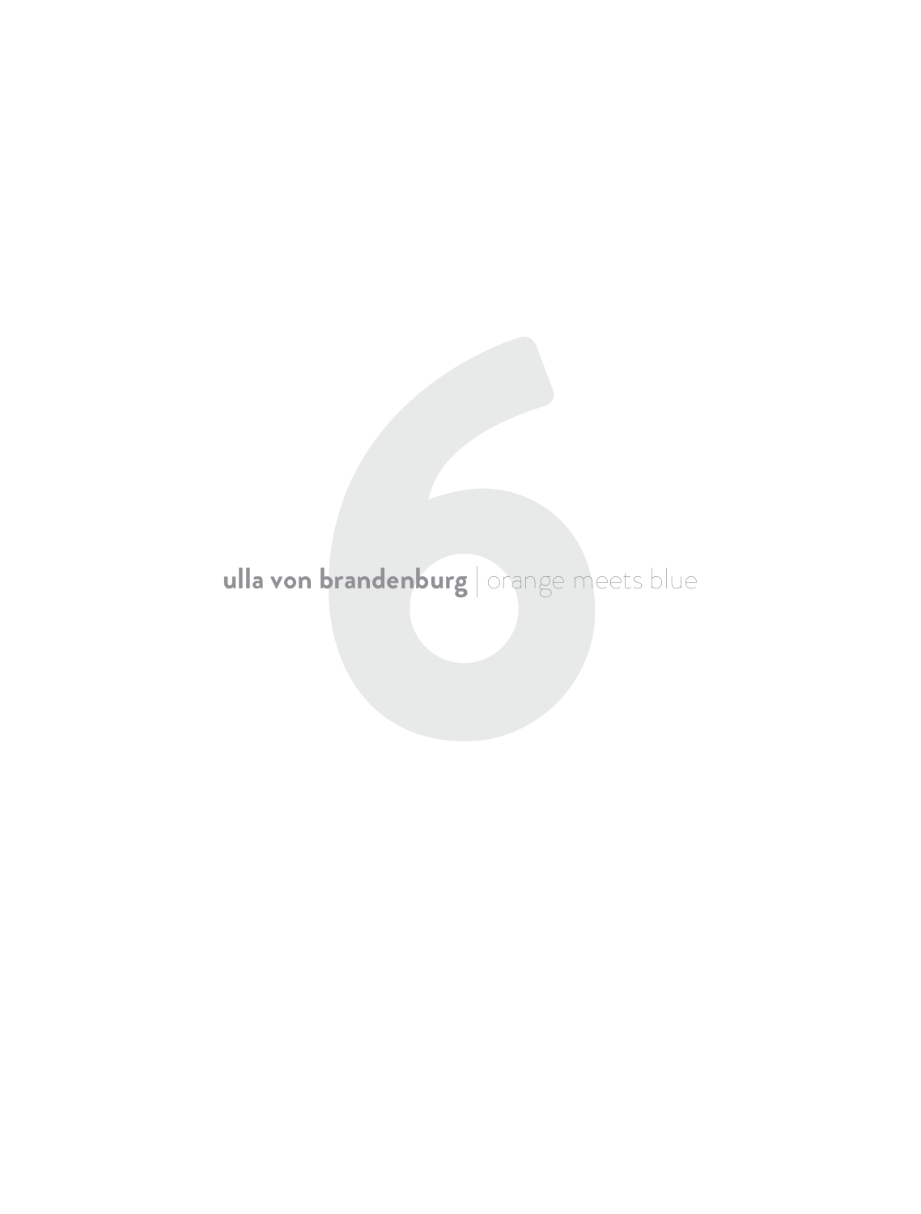# 6

**ulla von brandenburg** | orange meets blue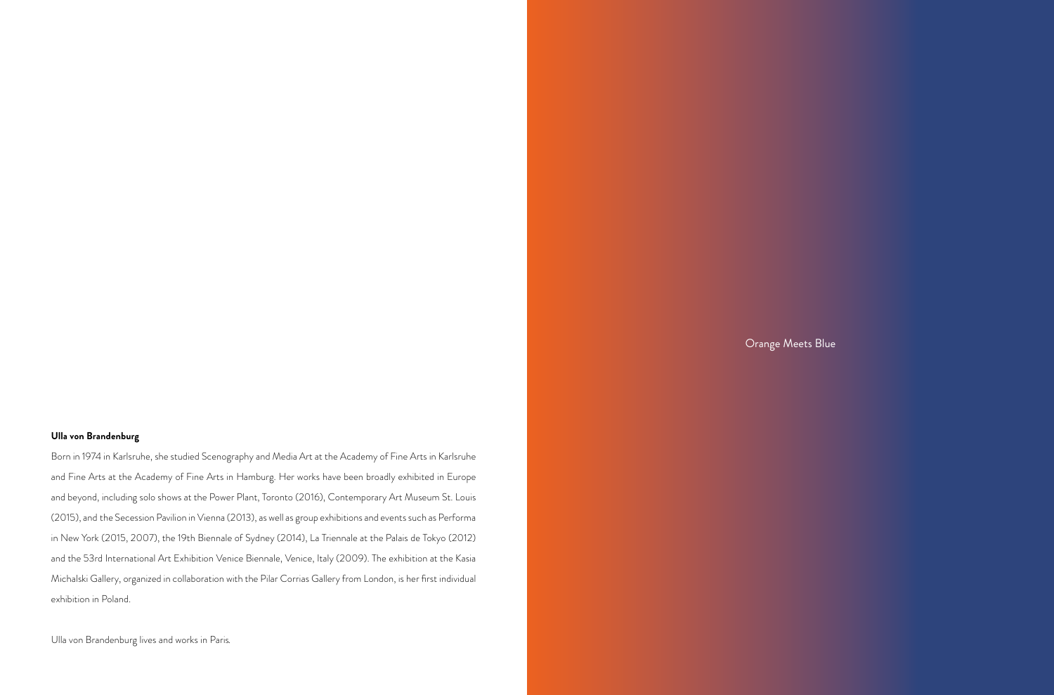**Ulla von Brandenburg**

Born in 1974 in Karlsruhe, she studied Scenography and Media Art at the Academy of Fine Arts in Karlsruhe and Fine Arts at the Academy of Fine Arts in Hamburg. Her works have been broadly exhibited in Europe and beyond, including solo shows at the Power Plant, Toronto (2016), Contemporary Art Museum St. Louis (2015), and the Secession Pavilion in Vienna (2013), as well as group exhibitions and events such as Performa in New York (2015, 2007), the 19th Biennale of Sydney (2014), La Triennale at the Palais de Tokyo (2012) and the 53rd International Art Exhibition Venice Biennale, Venice, Italy (2009). The exhibition at the Kasia Michalski Gallery, organized in collaboration with the Pilar Corrias Gallery from London, is her first individual exhibition in Poland.

Ulla von Brandenburg lives and works in Paris.

Orange Meets Blue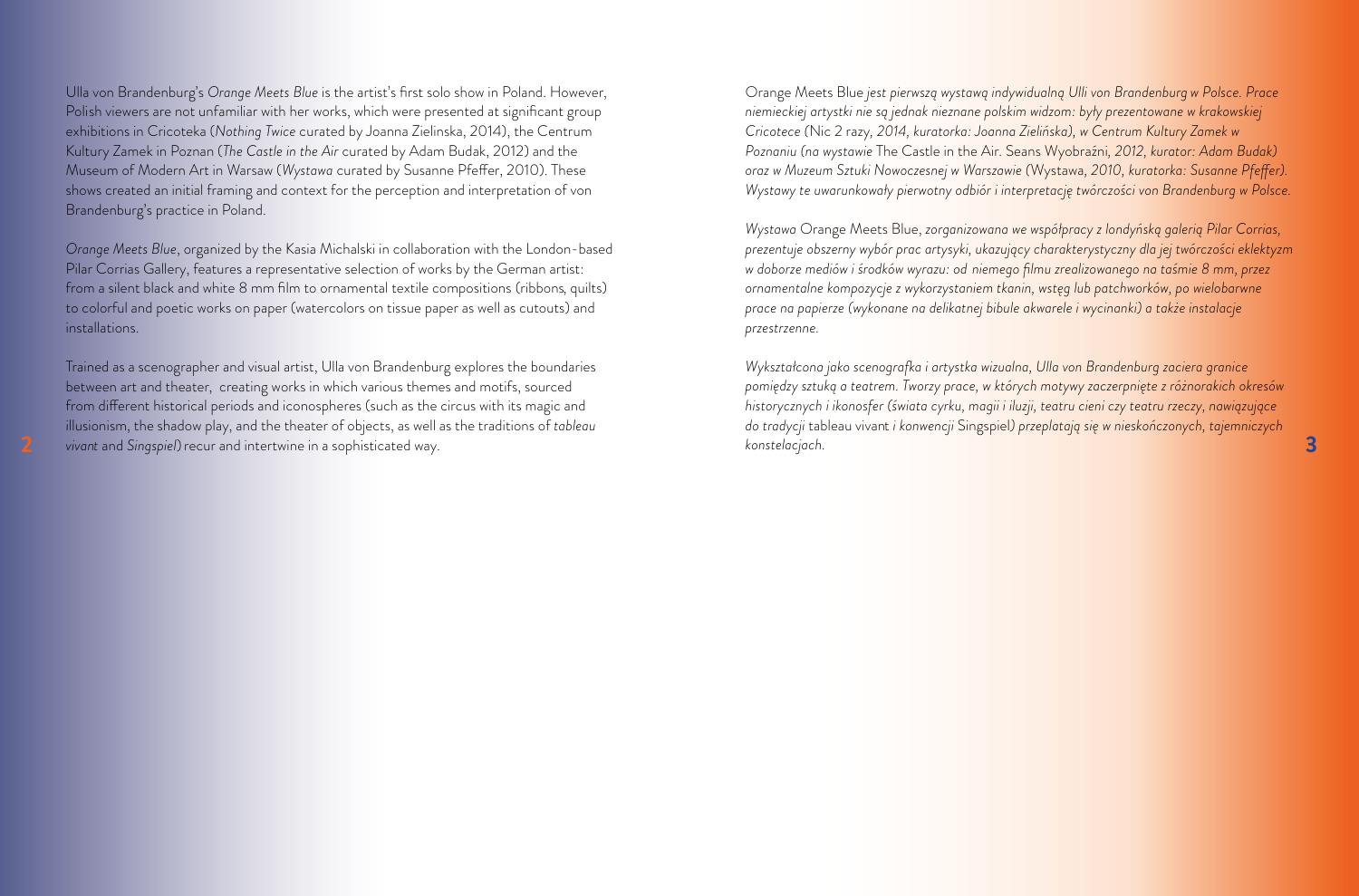Ulla von Brandenburg's *Orange Meets Blue* is the artist's first solo show in Poland. However, Polish viewers are not unfamiliar with her works, which were presented at significant group exhibitions in Cricoteka (*Nothing Twice* curated by Joanna Zielinska, 2014), the Centrum Kultury Zamek in Poznan (*The Castle in the Air* curated by Adam Budak, 2012) and the Museum of Modern Art in Warsaw (*Wystawa* curated by Susanne Pfeffer, 2010). These shows created an initial framing and context for the perception and interpretation of von Brandenburg's practice in Poland.

*Orange Meets Blue*, organized by the Kasia Michalski in collaboration with the London-based Pilar Corrias Gallery, features a representative selection of works by the German artist: from a silent black and white 8 mm film to ornamental textile compositions (ribbons, quilts) to colorful and poetic works on paper (watercolors on tissue paper as well as cutouts) and installations.

Trained as a scenographer and visual artist, Ulla von Brandenburg explores the boundaries between art and theater, creating works in which various themes and motifs, sourced from different historical periods and iconospheres (such as the circus with its magic and illusionism, the shadow play, and the theater of objects, as well as the traditions of *tableau vivant* and *Singspiel*) recur and intertwine in a sophisticated way.

Orange Meets Blue *jest pierwszą wystawą indywidualną Ulli von Brandenburg w Polsce. Prace niemieckiej artystki nie są jednak nieznane polskim widzom: były prezentowane w krakowskiej Cricotece (*Nic 2 razy*, 2014, kuratorka: Joanna Zielińska), w Centrum Kultury Zamek w Poznaniu (na wystawie* The Castle in the Air. Seans Wyobraźni*, 2012, kurator: Adam Budak) oraz w Muzeum Sztuki Nowoczesnej w Warszawie (*Wystawa*, 2010, kuratorka: Susanne Pfeffer). Wystawy te uwarunkowały pierwotny odbiór i interpretację twórczości von Brandenburg w Polsce.*

*Wystawa* Orange Meets Blue*, zorganizowana we współpracy z londyńską galerią Pilar Corrias, prezentuje obszerny wybór prac artysyki, ukazujący charakterystyczny dla jej twórczości eklektyzm w doborze mediów i środków wyrazu: od niemego filmu zrealizowanego na taśmie 8 mm, przez ornamentalne kompozycje z wykorzystaniem tkanin, wstęg lub patchworków, po wielobarwne prace na papierze (wykonane na delikatnej bibule akwarele i wycinanki) a także instalacje przestrzenne.*

*Wykształcona jako scenografka i artystka wizualna, Ulla von Brandenburg zaciera granice pomiędzy sztuką a teatrem. Tworzy prace, w których motywy zaczerpnięte z różnorakich okresów historycznych i ikonosfer (świata cyrku, magii i iluzji, teatru cieni czy teatru rzeczy, nawiązujące do tradycji* tableau vivant *i konwencji* Singspiel*) przeplatają się w nieskończonych, tajemniczych konstelacjach.*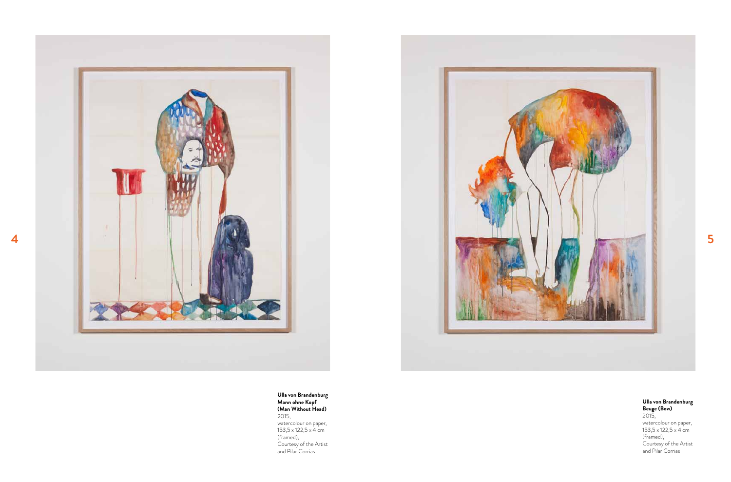**Ulla von Brandenburg**
**Mann ohne Kopf**
**(Man Without Head)**
2015,
watercolour on paper,
153,5 x 122,5 x 4 cm
(framed),
Courtesy of the Artist
and Pilar Corrias

**Ulla von Brandenburg**
**Beuge (Bow)**
2015,
watercolour on paper,
153,5 x 122,5 x 4 cm
(framed),
Courtesy of the Artist
and Pilar Corrias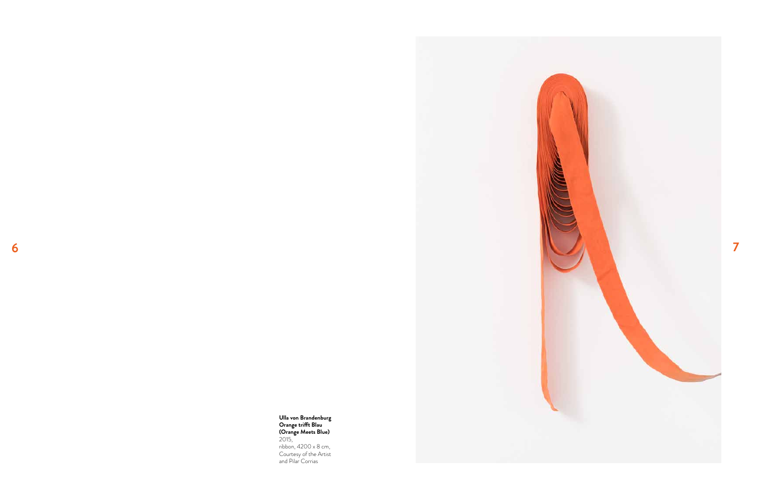**Ulla von Brandenburg**
**Orange trifft Blau**
**(Orange Meets Blue)**
2015,
ribbon, 4200 x 8 cm,
Courtesy of the Artist
and Pilar Corrias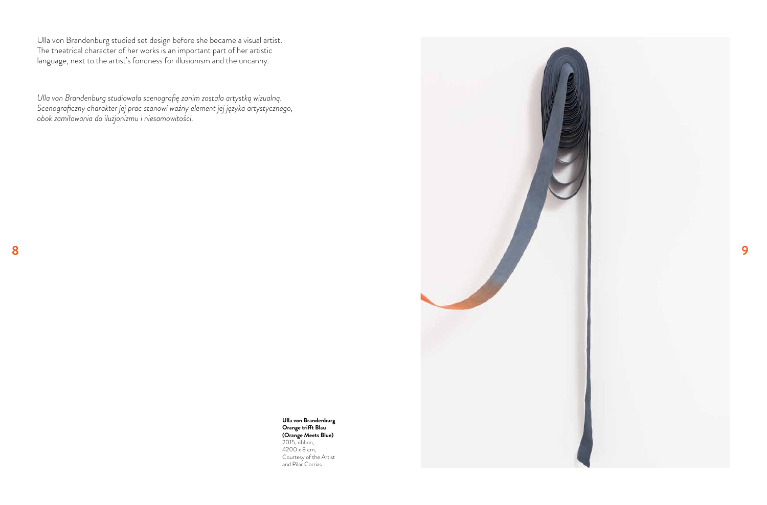Ulla von Brandenburg studied set design before she became a visual artist. The theatrical character of her works is an important part of her artistic language, next to the artist's fondness for illusionism and the uncanny.

*Ulla von Brandenburg studiowała scenografię zanim została artystką wizualną. Scenograficzny charakter jej prac stanowi ważny element jej języka artystycznego, obok zamiłowania do iluzjonizmu i niesamowitości.*

**Ulla von Brandenburg**
**Orange trifft Blau**
**(Orange Meets Blue)**
2015, ribbon,
4200 x 8 cm,
Courtesy of the Artist
and Pilar Corrias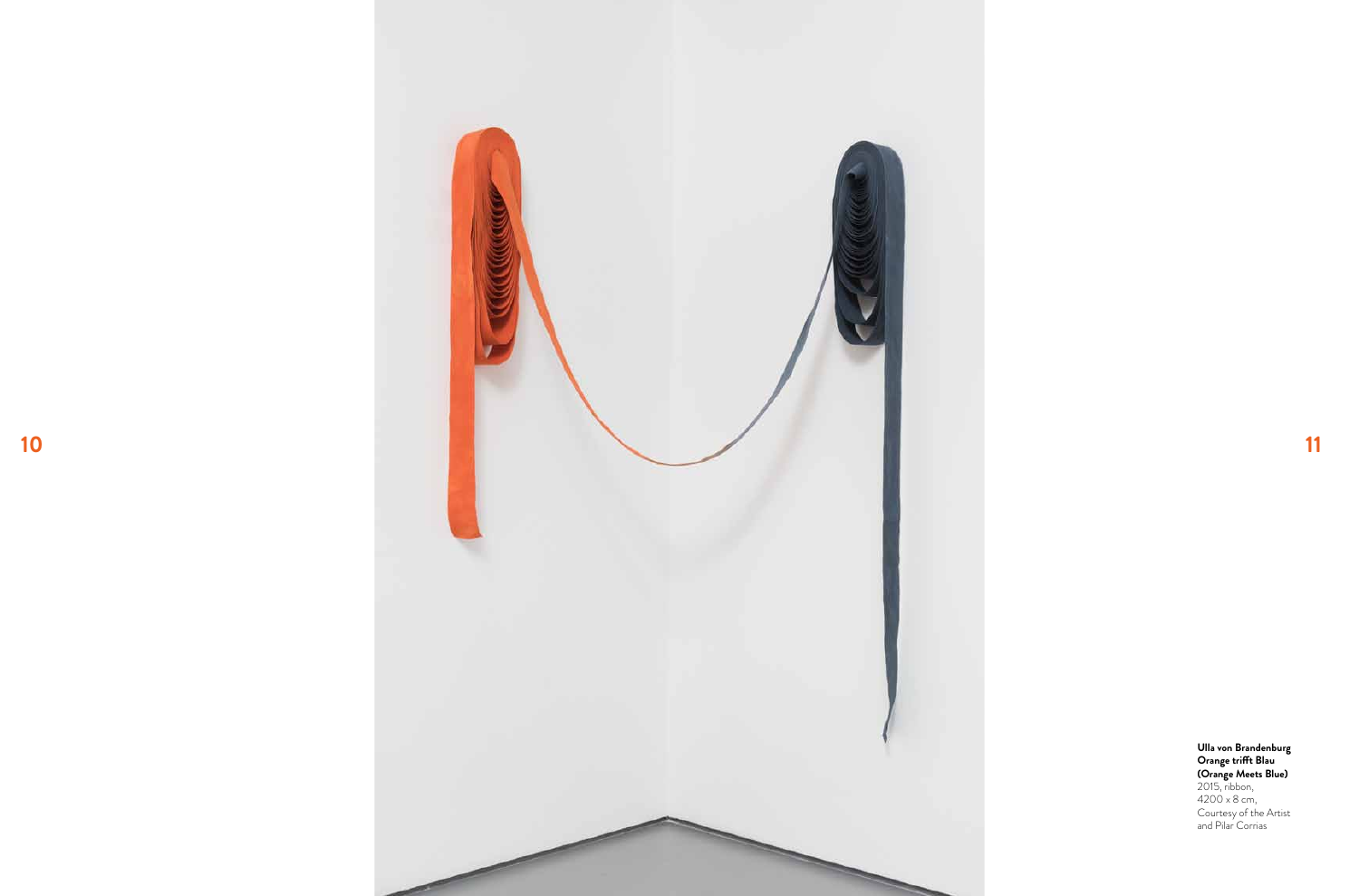**Ulla von Brandenburg**
**Orange trifft Blau**
**(Orange Meets Blue)**
2015, ribbon,
4200 x 8 cm,
Courtesy of the Artist
and Pilar Corrias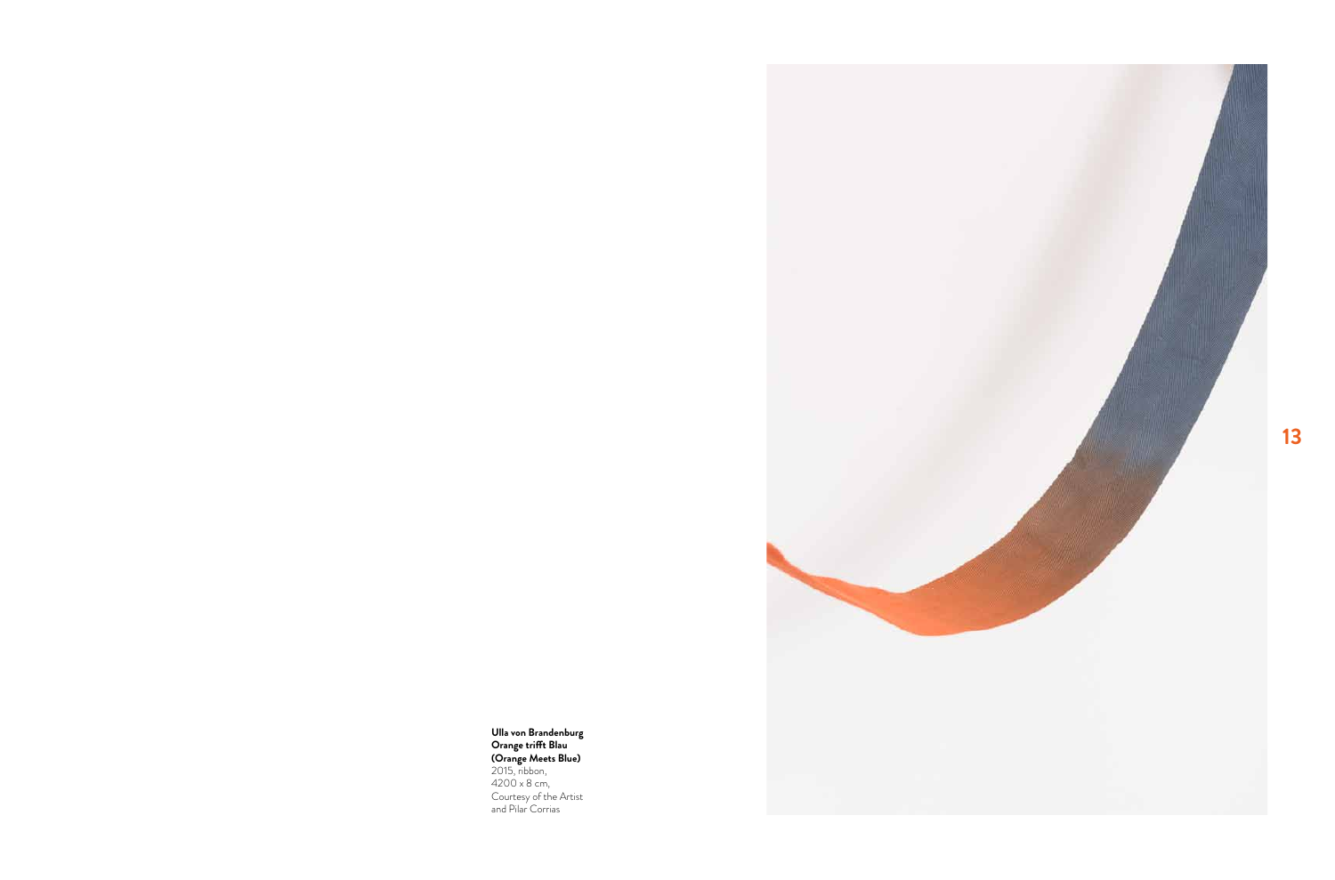**Ulla von Brandenburg**
**Orange trifft Blau**
**(Orange Meets Blue)**
2015, ribbon,
4200 x 8 cm,
Courtesy of the Artist
and Pilar Corrias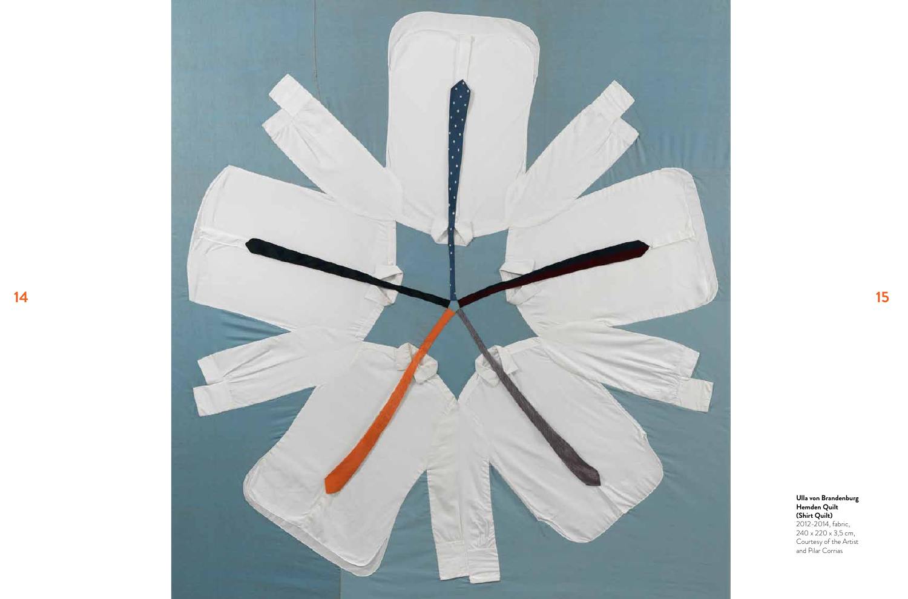**Ulla von Brandenburg**
**Hemden Quilt**
**(Shirt Quilt)**
2012-2014, fabric,
240 x 220 x 3,5 cm,
Courtesy of the Artist
and Pilar Corrias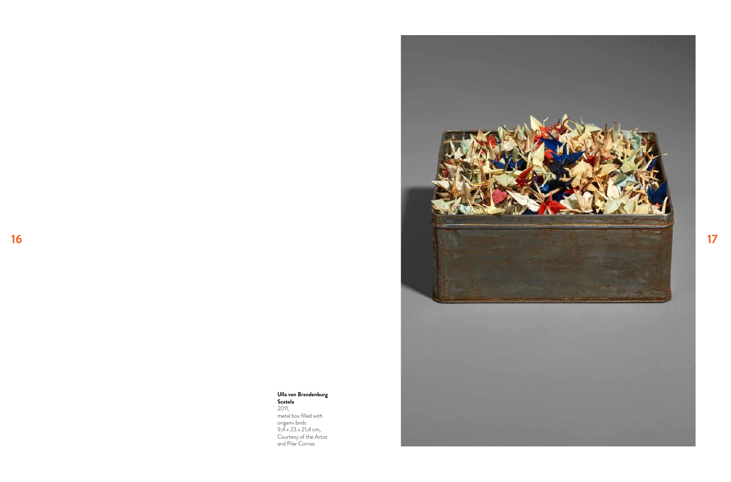**Ulla von Brandenburg**
**Scatola**
2011,
metal box filled with
origami birds
9,4 x 23 x 21,4 cm,
Courtesy of the Artist
and Pilar Corrias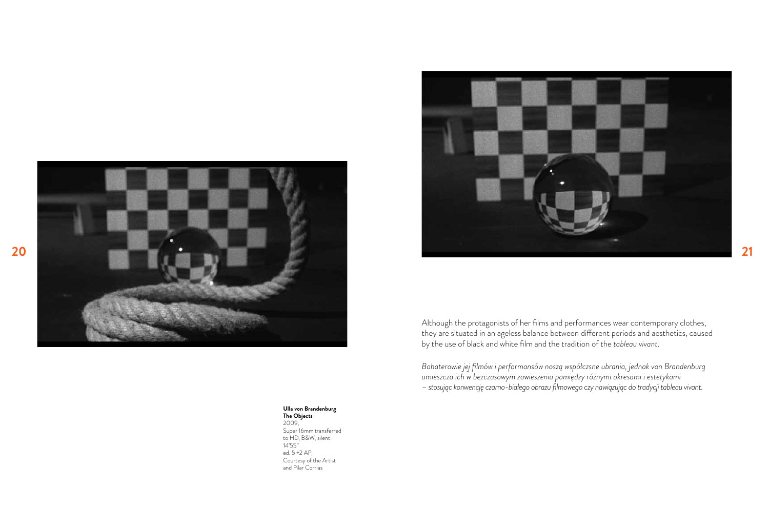**Ulla von Brandenburg**
**The Objects**
2009,
Super 16mm transferred to HD, B&W, silent
14'55"
ed. 5 +2 AP,
Courtesy of the Artist and Pilar Corrias

Although the protagonists of her films and performances wear contemporary clothes, they are situated in an ageless balance between different periods and aesthetics, caused by the use of black and white film and the tradition of the *tableau vivant*.

*Bohaterowie jej filmów i performansów noszą współczesne ubrania, jednak von Brandenburg umieszcza ich w bezczasowym zawieszeniu pomiędzy różnymi okresami i estetykami – stosując konwencję czarno-białego obrazu filmowego czy nawiązując do tradycji tableau vivant.*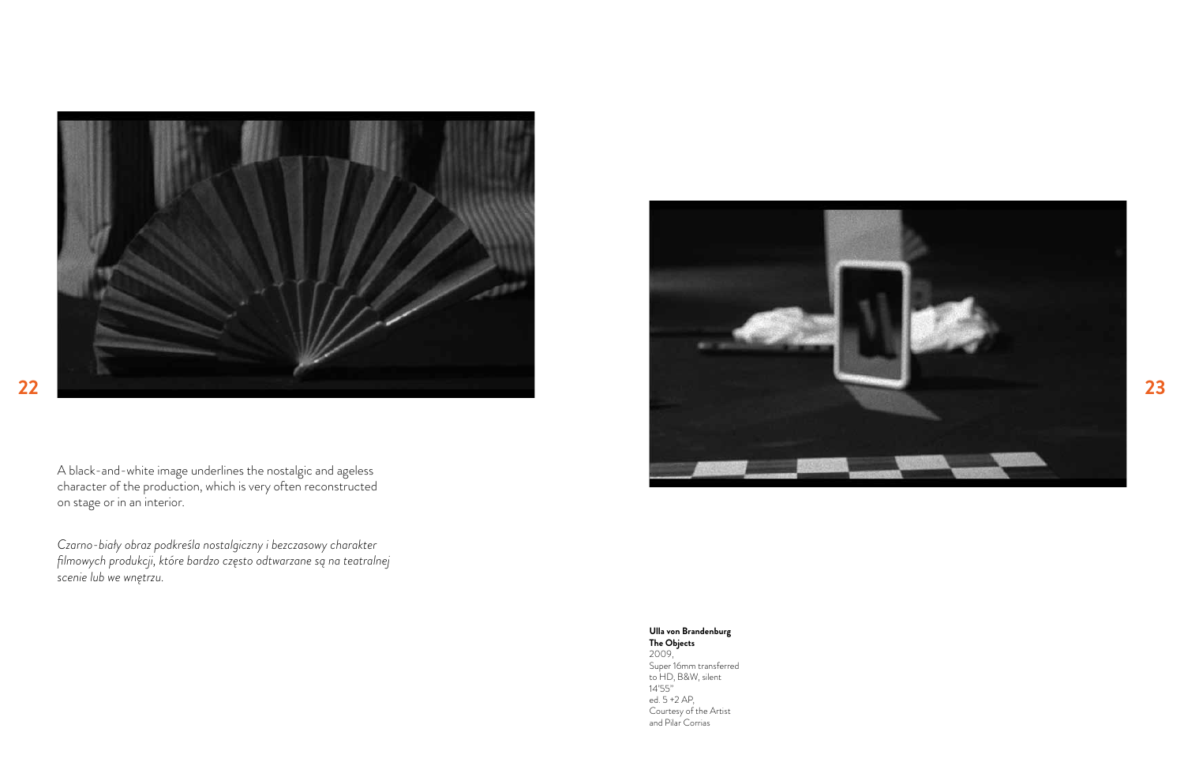A black-and-white image underlines the nostalgic and ageless character of the production, which is very often reconstructed on stage or in an interior.

*Czarno-biały obraz podkreśla nostalgiczny i bezczasowy charakter filmowych produkcji, które bardzo często odtwarzane są na teatralnej scenie lub we wnętrzu.*

**Ulla von Brandenburg**
**The Objects**
2009,
Super 16mm transferred to HD, B&W, silent
14'55"
ed. 5 +2 AP,
Courtesy of the Artist and Pilar Corrias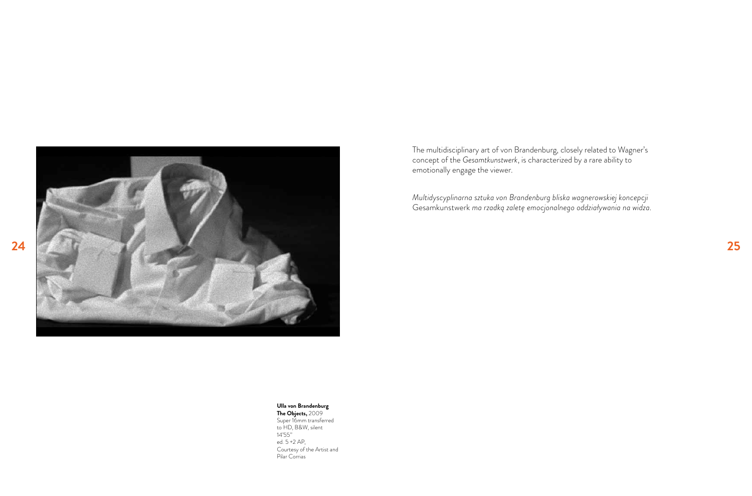The multidisciplinary art of von Brandenburg, closely related to Wagner's concept of the *Gesamtkunstwerk*, is characterized by a rare ability to emotionally engage the viewer.

*Multidyscyplinarna sztuka von Brandenburg bliska wagnerowskiej koncepcji* Gesamkunstwerk *ma rzadką zaletę emocjonalnego oddziaływania na widza.*

**Ulla von Brandenburg**
**The Objects,** 2009
Super 16mm transferred to HD, B&W, silent
14'55''
ed. 5 +2 AP,
Courtesy of the Artist and Pilar Corrias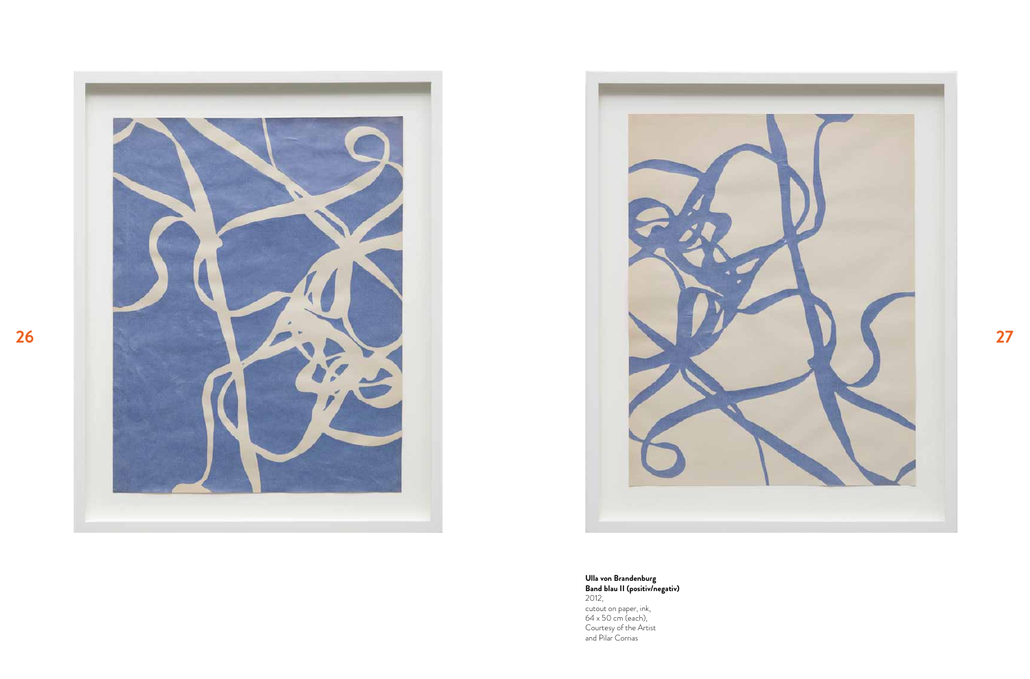**Ulla von Brandenburg**
**Band blau II (positiv/negativ)**
2012,
cutout on paper, ink,
64 x 50 cm (each),
Courtesy of the Artist
and Pilar Corrias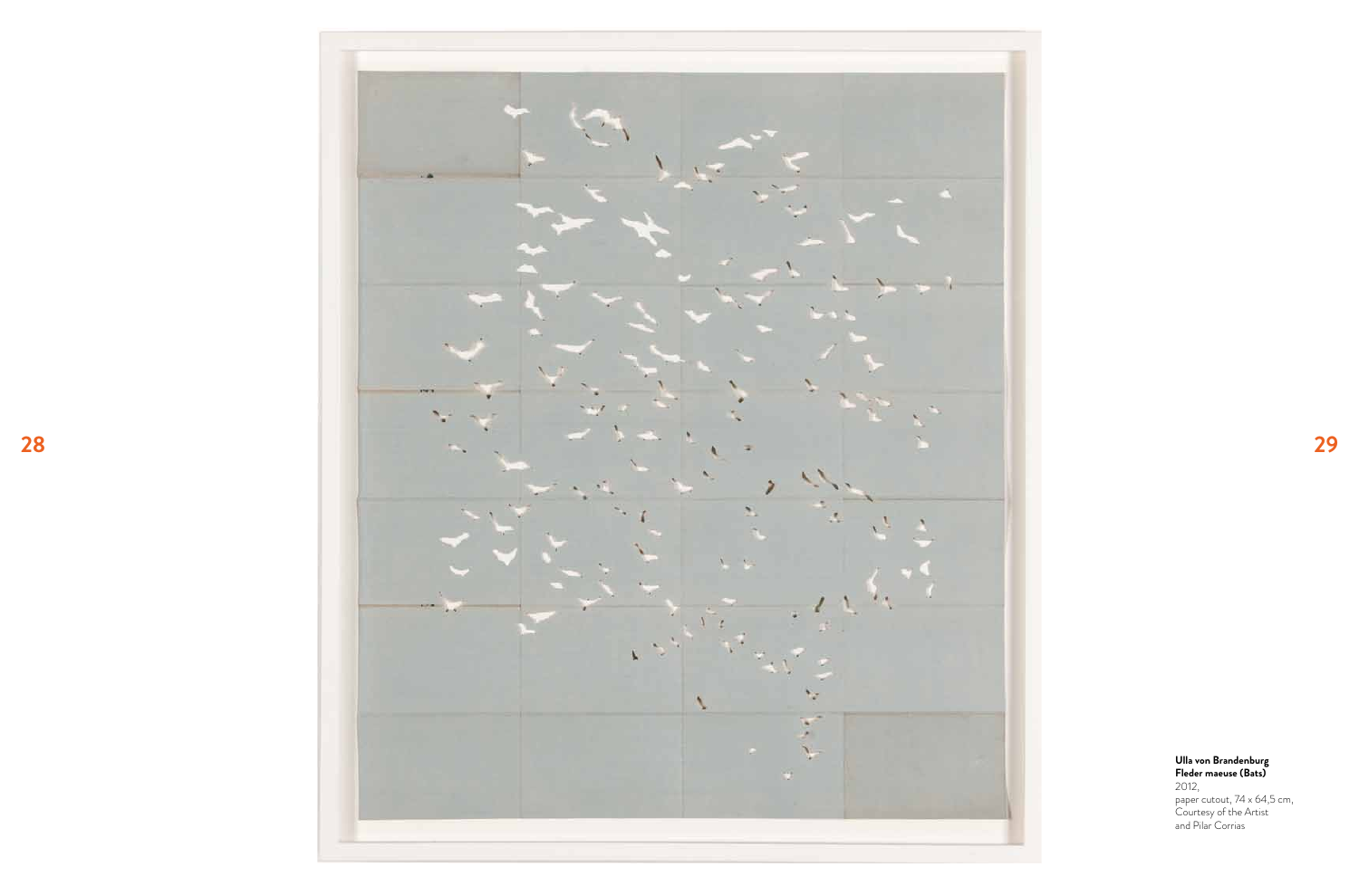**Ulla von Brandenburg**
**Fleder maeuse (Bats)**
2012,
paper cutout, 74 x 64,5 cm,
Courtesy of the Artist
and Pilar Corrias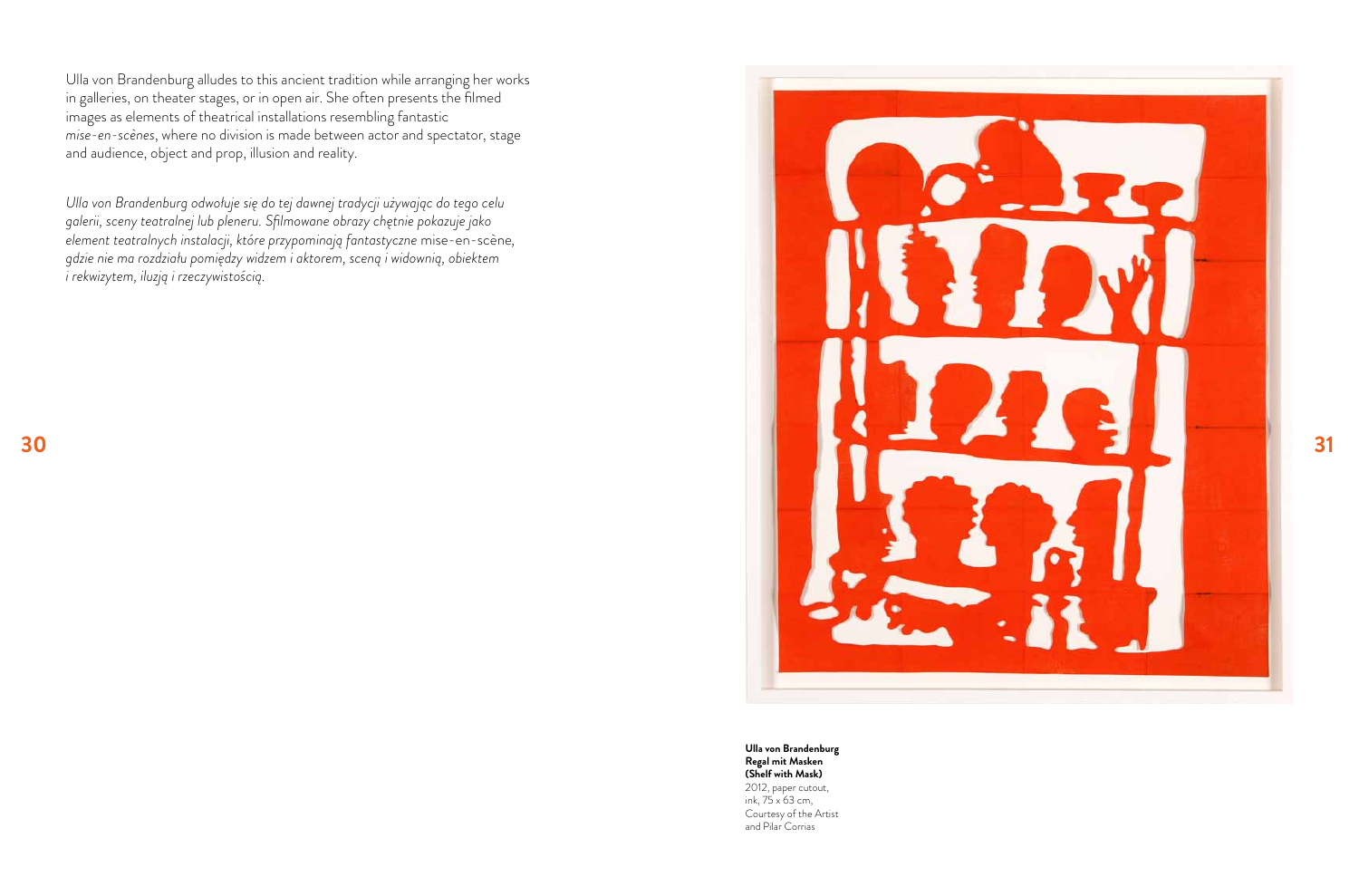Ulla von Brandenburg alludes to this ancient tradition while arranging her works in galleries, on theater stages, or in open air. She often presents the filmed images as elements of theatrical installations resembling fantastic *mise-en-scènes*, where no division is made between actor and spectator, stage and audience, object and prop, illusion and reality.

*Ulla von Brandenburg odwołuje się do tej dawnej tradycji używając do tego celu galerii, sceny teatralnej lub pleneru. Sfilmowane obrazy chętnie pokazuje jako element teatralnych instalacji, które przypominają fantastyczne* mise-en-scène, *gdzie nie ma rozdziału pomiędzy widzem i aktorem, sceną i widownią, obiektem i rekwizytem, iluzją i rzeczywistością.*

**Ulla von Brandenburg**
**Regal mit Masken**
**(Shelf with Mask)**
2012, paper cutout, ink, 75 x 63 cm, Courtesy of the Artist and Pilar Corrias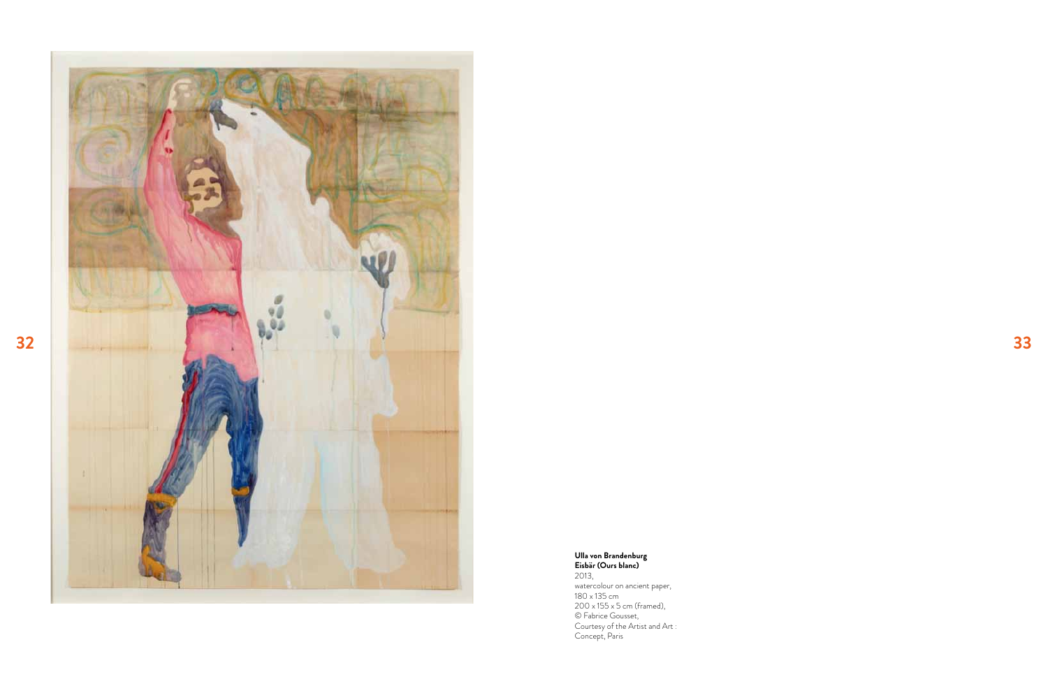**Ulla von Brandenburg**
**Eisbär (Ours blanc)**
2013,
watercolour on ancient paper,
180 x 135 cm
200 x 155 x 5 cm (framed),
© Fabrice Gousset,
Courtesy of the Artist and Art : Concept, Paris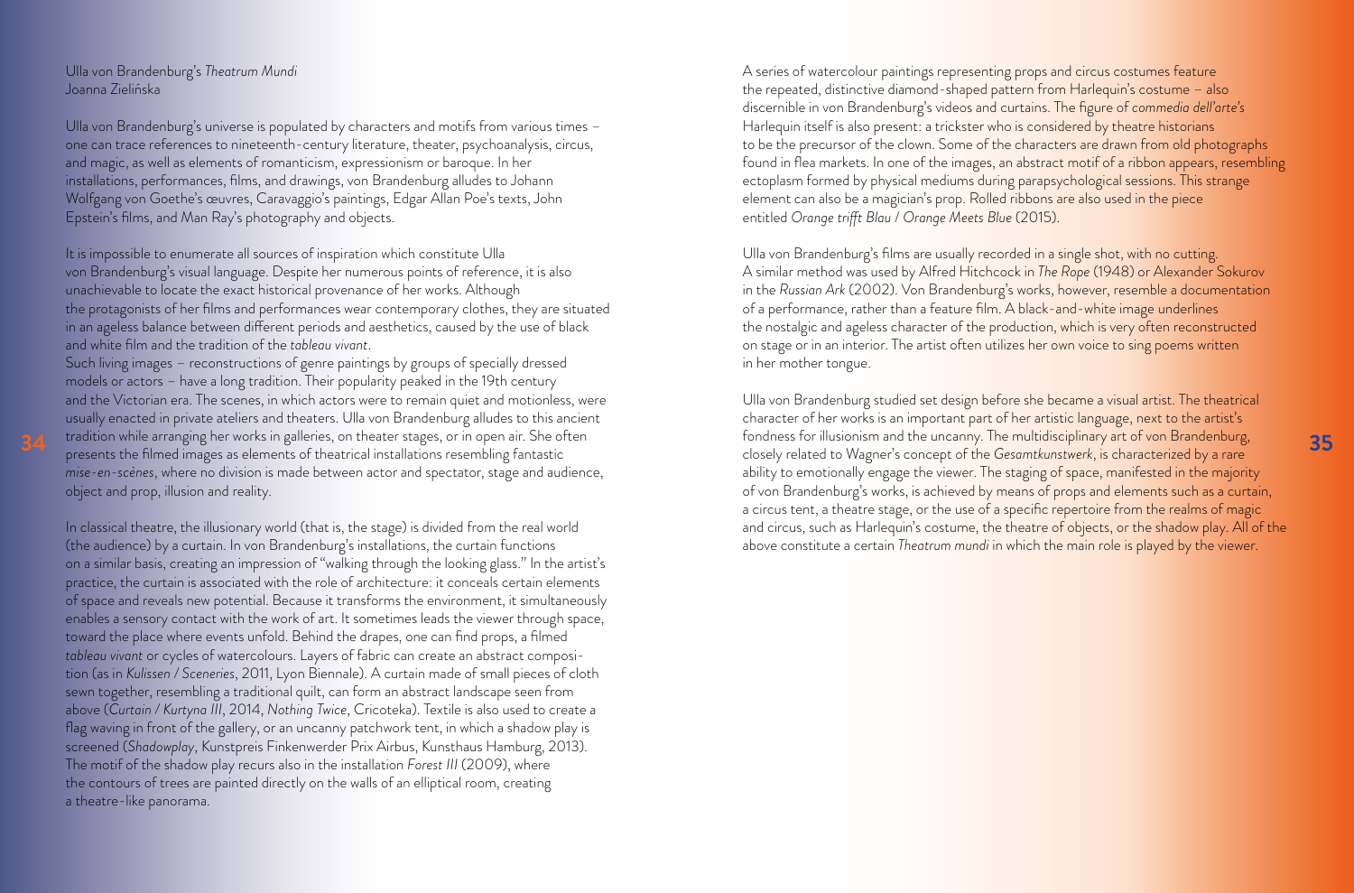Ulla von Brandenburg's *Theatrum Mundi*
Joanna Zielińska

Ulla von Brandenburg's universe is populated by characters and motifs from various times – one can trace references to nineteenth-century literature, theater, psychoanalysis, circus, and magic, as well as elements of romanticism, expressionism or baroque. In her installations, performances, films, and drawings, von Brandenburg alludes to Johann Wolfgang von Goethe's œuvres, Caravaggio's paintings, Edgar Allan Poe's texts, John Epstein's films, and Man Ray's photography and objects.

It is impossible to enumerate all sources of inspiration which constitute Ulla von Brandenburg's visual language. Despite her numerous points of reference, it is also unachievable to locate the exact historical provenance of her works. Although the protagonists of her films and performances wear contemporary clothes, they are situated in an ageless balance between different periods and aesthetics, caused by the use of black and white film and the tradition of the *tableau vivant*.
Such living images – reconstructions of genre paintings by groups of specially dressed models or actors – have a long tradition. Their popularity peaked in the 19th century and the Victorian era. The scenes, in which actors were to remain quiet and motionless, were usually enacted in private ateliers and theaters. Ulla von Brandenburg alludes to this ancient tradition while arranging her works in galleries, on theater stages, or in open air. She often presents the filmed images as elements of theatrical installations resembling fantastic *mise-en-scènes*, where no division is made between actor and spectator, stage and audience, object and prop, illusion and reality.

In classical theatre, the illusionary world (that is, the stage) is divided from the real world (the audience) by a curtain. In von Brandenburg's installations, the curtain functions on a similar basis, creating an impression of "walking through the looking glass." In the artist's practice, the curtain is associated with the role of architecture: it conceals certain elements of space and reveals new potential. Because it transforms the environment, it simultaneously enables a sensory contact with the work of art. It sometimes leads the viewer through space, toward the place where events unfold. Behind the drapes, one can find props, a filmed *tableau vivant* or cycles of watercolours. Layers of fabric can create an abstract composition (as in *Kulissen / Sceneries*, 2011, Lyon Biennale). A curtain made of small pieces of cloth sewn together, resembling a traditional quilt, can form an abstract landscape seen from above (*Curtain / Kurtyna III*, 2014, *Nothing Twice*, Cricoteka). Textile is also used to create a flag waving in front of the gallery, or an uncanny patchwork tent, in which a shadow play is screened (*Shadowplay*, Kunstpreis Finkenwerder Prix Airbus, Kunsthaus Hamburg, 2013). The motif of the shadow play recurs also in the installation *Forest III* (2009), where the contours of trees are painted directly on the walls of an elliptical room, creating a theatre-like panorama.

A series of watercolour paintings representing props and circus costumes feature the repeated, distinctive diamond-shaped pattern from Harlequin's costume – also discernible in von Brandenburg's videos and curtains. The figure of *commedia dell'arte's* Harlequin itself is also present: a trickster who is considered by theatre historians to be the precursor of the clown. Some of the characters are drawn from old photographs found in flea markets. In one of the images, an abstract motif of a ribbon appears, resembling ectoplasm formed by physical mediums during parapsychological sessions. This strange element can also be a magician's prop. Rolled ribbons are also used in the piece entitled *Orange trifft Blau / Orange Meets Blue* (2015).

Ulla von Brandenburg's films are usually recorded in a single shot, with no cutting. A similar method was used by Alfred Hitchcock in *The Rope* (1948) or Alexander Sokurov in the *Russian Ark* (2002). Von Brandenburg's works, however, resemble a documentation of a performance, rather than a feature film. A black-and-white image underlines the nostalgic and ageless character of the production, which is very often reconstructed on stage or in an interior. The artist often utilizes her own voice to sing poems written in her mother tongue.

Ulla von Brandenburg studied set design before she became a visual artist. The theatrical character of her works is an important part of her artistic language, next to the artist's fondness for illusionism and the uncanny. The multidisciplinary art of von Brandenburg, closely related to Wagner's concept of the *Gesamtkunstwerk*, is characterized by a rare ability to emotionally engage the viewer. The staging of space, manifested in the majority of von Brandenburg's works, is achieved by means of props and elements such as a curtain, a circus tent, a theatre stage, or the use of a specific repertoire from the realms of magic and circus, such as Harlequin's costume, the theatre of objects, or the shadow play. All of the above constitute a certain *Theatrum mundi* in which the main role is played by the viewer.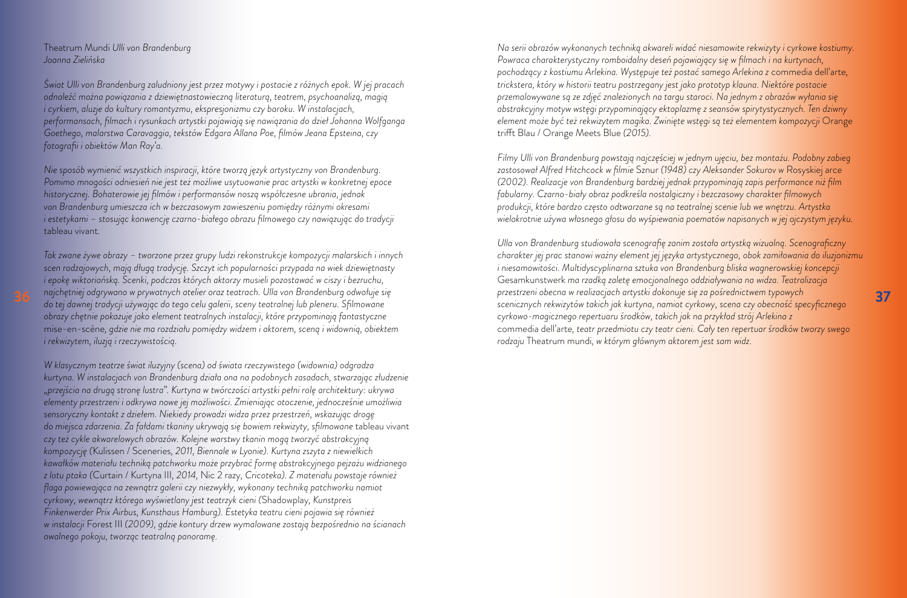Theatrum Mundi *Ulli von Brandenburg*
*Joanna Zielińska*

*Świat Ulli von Brandenburg zaludniony jest przez motywy i postacie z różnych epok. W jej pracach odnaleźć można powiązania z dziewiętnastowieczną literaturą, teatrem, psychoanalizą, magią i cyrkiem, aluzje do kultury romantyzmu, ekspresjonizmu czy baroku. W instalacjach, performansach, filmach i rysunkach artystki pojawiają się nawiązania do dzieł Johanna Wolfganga Goethego, malarstwa Caravaggia, tekstów Edgara Allana Poe, filmów Jeana Epsteina, czy fotografii i obiektów Man Ray'a.*

*Nie sposób wymienić wszystkich inspiracji, które tworzą język artystyczny von Brandenburg. Pomimo mnogości odniesień nie jest też możliwe usytuowanie prac artystki w konkretnej epoce historycznej. Bohaterowie jej filmów i performansów noszą współczesne ubrania, jednak von Brandenburg umieszcza ich w bezczasowym zawieszeniu pomiędzy różnymi okresami i estetykami – stosując konwencję czarno-białego obrazu filmowego czy nawiązując do tradycji* tableau vivant*.*

*Tak zwane żywe obrazy – tworzone przez grupy ludzi rekonstrukcje kompozycji malarskich i innych scen rodzajowych, mają długą tradycję. Szczyt ich popularności przypada na wiek dziewiętnasty i epokę wiktoriańską. Scenki, podczas których aktorzy musieli pozostawać w ciszy i bezruchu, najchętniej odgrywano w prywatnych atelier oraz teatrach. Ulla von Brandenburg odwołuje się do tej dawnej tradycji używając do tego celu galerii, sceny teatralnej lub pleneru. Sfilmowane obrazy chętnie pokazuje jako element teatralnych instalacji, które przypominają fantastyczne* mise-en-scène*, gdzie nie ma rozdziału pomiędzy widzem i aktorem, sceną i widownią, obiektem i rekwizytem, iluzją i rzeczywistością.*

*W klasycznym teatrze świat iluzyjny (scena) od świata rzeczywistego (widownia) odgradza kurtyna. W instalacjach von Brandenburg działa ona na podobnych zasadach, stwarzając złudzenie „przejścia na drugą stronę lustra". Kurtyna w twórczości artystki pełni rolę architektury: ukrywa elementy przestrzeni i odkrywa nowe jej możliwości. Zmieniając otoczenie, jednocześnie umożliwia sensoryczny kontakt z dziełem. Niekiedy prowadzi widza przez przestrzeń, wskazując drogę do miejsca zdarzenia. Za fałdami tkaniny ukrywają się bowiem rekwizyty, sfilmowane* tableau vivant *czy też cykle akwarelowych obrazów. Kolejne warstwy tkanin mogą tworzyć abstrakcyjną kompozycję (*Kulissen / Sceneries*, 2011, Biennale w Lyonie). Kurtyna zszyta z niewielkich kawałków materiału techniką patchworku może przybrać formę abstrakcyjnego pejzażu widzianego z lotu ptaka (*Curtain / Kurtyna III*, 2014,* Nic 2 razy*, Cricoteka). Z materiału powstaje również flaga powiewająca na zewnątrz galerii czy niezwykły, wykonany techniką patchworku namiot cyrkowy, wewnątrz którego wyświetlany jest teatrzyk cieni (*Shadowplay*, Kunstpreis Finkenwerder Prix Airbus, Kunsthaus Hamburg). Estetyka teatru cieni pojawia się również w instalacji* Forest III *(2009), gdzie kontury drzew wymalowane zostają bezpośrednio na ścianach owalnego pokoju, tworząc teatralną panoramę.*

*Na serii obrazów wykonanych techniką akwareli widać niesamowite rekwizyty i cyrkowe kostiumy. Powraca charakterystyczny romboidalny deseń pojawiający się w filmach i na kurtynach, pochodzący z kostiumu Arlekina. Występuje też postać samego Arlekina z* commedia dell'arte*, trickstera, który w historii teatru postrzegany jest jako prototyp klauna. Niektóre postacie przemalowywane są ze zdjęć znalezionych na targu staroci. Na jednym z obrazów wyłania się abstrakcyjny motyw wstęgi przypominający ektoplazmę z seansów spirytystycznych. Ten dziwny element może być też rekwizytem magika. Zwinięte wstęgi są też elementem kompozycji* Orange trifft Blau / Orange Meets Blue *(2015).*

*Filmy Ulli von Brandenburg powstają najczęściej w jednym ujęciu, bez montażu. Podobny zabieg zastosował Alfred Hitchcock w filmie* Sznur *(1948) czy Aleksander Sokurov w* Rosyskiej arce *(2002). Realizacje von Brandenburg bardziej jednak przypominają zapis performance niż film fabularny. Czarno-biały obraz podkreśla nostalgiczny i bezczasowy charakter filmowych produkcji, które bardzo często odtwarzane są na teatralnej scenie lub we wnętrzu. Artystka wielokrotnie używa własnego głosu do wyśpiewania poematów napisanych w jej ojczystym języku.*

*Ulla von Brandenburg studiowała scenografię zanim została artystką wizualną. Scenograficzny charakter jej prac stanowi ważny element jej języka artystycznego, obok zamiłowania do iluzjonizmu i niesamowitości. Multidyscyplinarna sztuka von Brandenburg bliska wagnerowskiej koncepcji* Gesamkunstwerk *ma rzadką zaletę emocjonalnego oddziaływania na widza. Teatralizacja przestrzeni obecna w realizacjach artystki dokonuje się za pośrednictwem typowych scenicznych rekwizytów takich jak kurtyna, namiot cyrkowy, scena czy obecność specyficznego cyrkowo-magicznego repertuaru środków, takich jak na przykład strój Arlekina z* commedia dell'arte*, teatr przedmiotu czy teatr cieni. Cały ten repertuar środków tworzy swego rodzaju* Theatrum mundi*, w którym głównym aktorem jest sam widz.*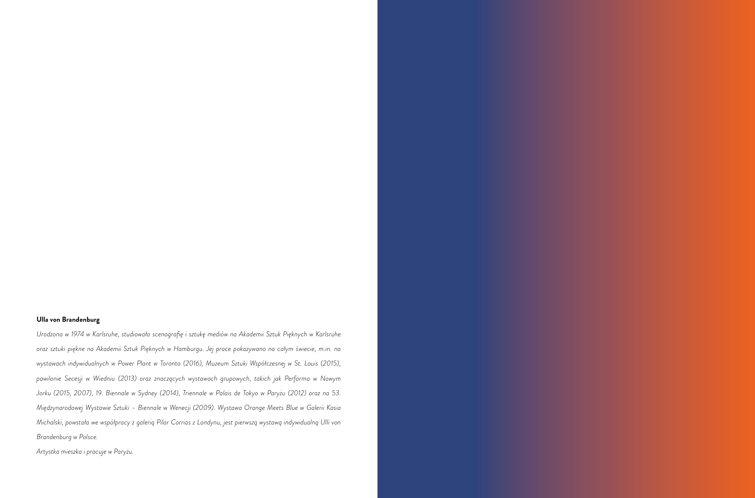**Ulla von Brandenburg**

*Urodzona w 1974 w Karlsruhe, studiowała scenografię i sztukę mediów na Akademii Sztuk Pięknych w Karlsruhe oraz sztuki piękne na Akademii Sztuk Pięknych w Hamburgu. Jej prace pokazywano na całym świecie, m.in. na wystawach indywidualnych w Power Plant w Toronto (2016), Muzeum Sztuki Współczesnej w St. Louis (2015), pawilonie Secesji w Wiedniu (2013) oraz znaczących wystawach grupowych, takich jak Performa w Nowym Jorku (2015, 2007), 19. Biennale w Sydney (2014), Triennale w Palais de Tokyo w Paryżu (2012) oraz na 53. Międzynarodowej Wystawie Sztuki – Biennale w Wenecji (2009). Wystawa Orange Meets Blue w Galerii Kasia Michalski, powstała we współpracy z galerią Pilar Corrias z Londynu, jest pierwszą wystawą indywidualną Ulli von Brandenburg w Polsce.*

*Artystka mieszka i pracuje w Paryżu.*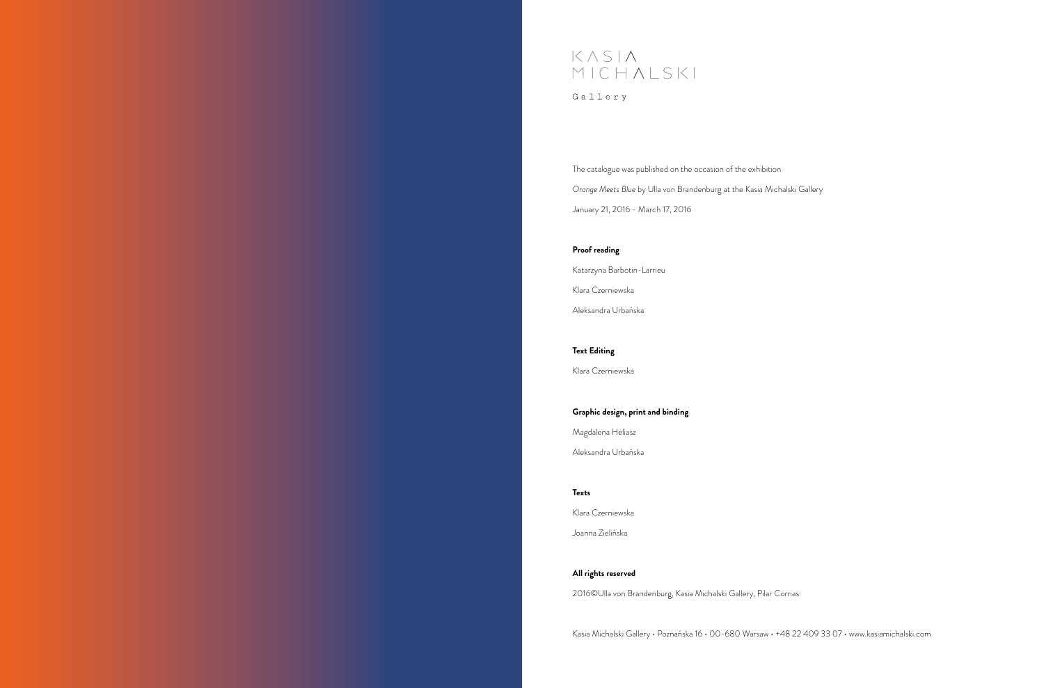KASIA MICHALSKI

Gallery

The catalogue was published on the occasion of the exhibition

*Orange Meets Blue* by Ulla von Brandenburg at the Kasia Michalski Gallery

January 21, 2016 - March 17, 2016

**Proof reading**

Katarzyna Barbotin-Larrieu

Klara Czerniewska

Aleksandra Urbańska

**Text Editing**

Klara Czerniewska

**Graphic design, print and binding**

Magdalena Heliasz

Aleksandra Urbańska

**Texts**

Klara Czerniewska

Joanna Zielińska

**All rights reserved**

2016©Ulla von Brandenburg, Kasia Michalski Gallery, Pilar Corrias

Kasia Michalski Gallery • Poznańska 16 • 00-680 Warsaw • +48 22 409 33 07 • www.kasiamichalski.com